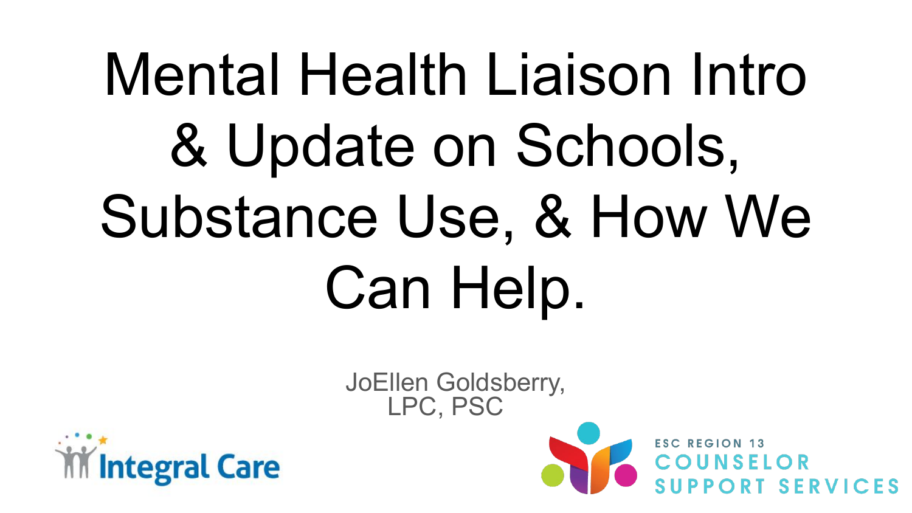# Mental Health Liaison Intro & Update on Schools, Substance Use, & How We Can Help.

JoEllen Goldsberry, LPC, PSC

Integral Care

ESC REGION 13 COUNSELOR SUPPORT SERVICES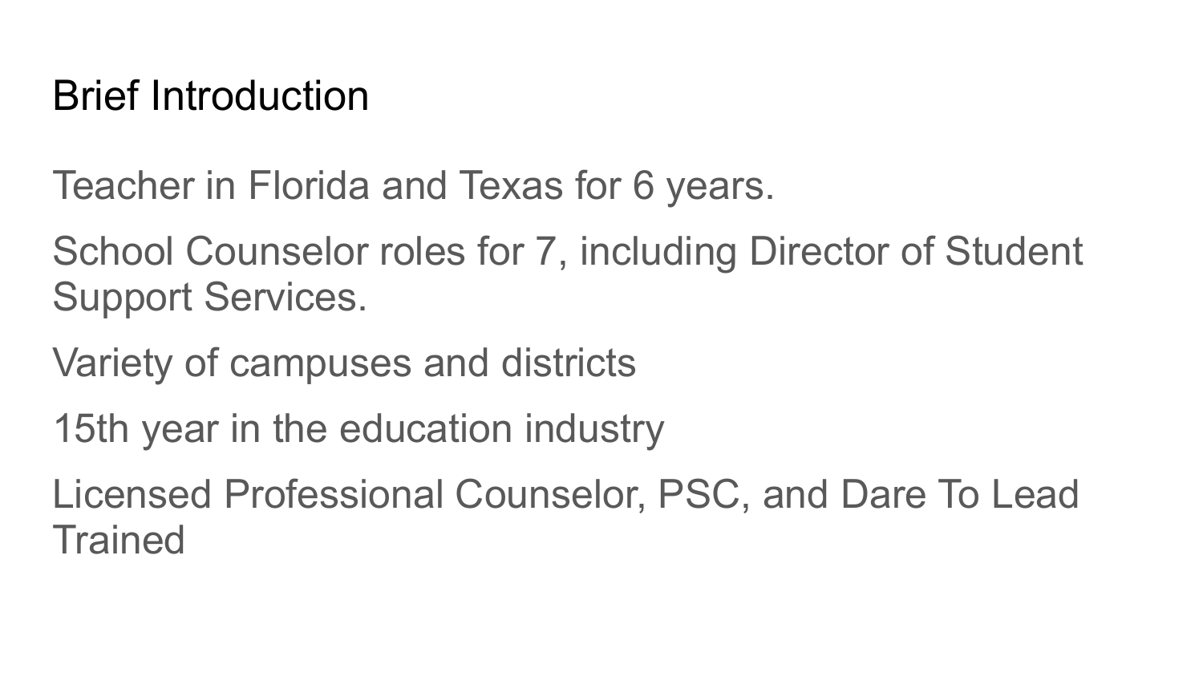# Brief Introduction

Teacher in Florida and Texas for 6 years.

School Counselor roles for 7, including Director of Student Support Services.

Variety of campuses and districts

15th year in the education industry

Licensed Professional Counselor, PSC, and Dare To Lead Trained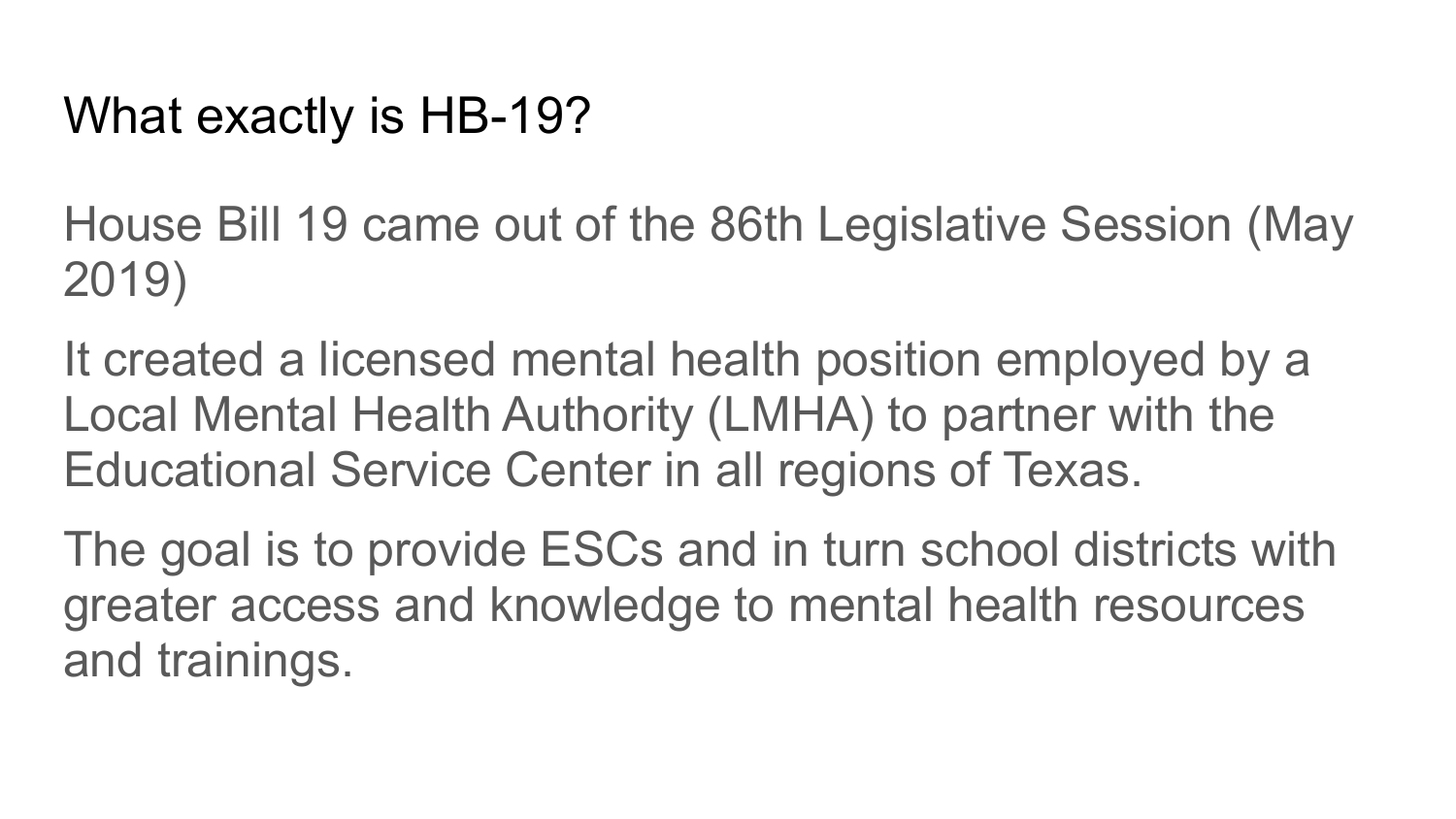# What exactly is HB-19?

House Bill 19 came out of the 86th Legislative Session (May 2019)

It created a licensed mental health position employed by a Local Mental Health Authority (LMHA) to partner with the Educational Service Center in all regions of Texas.

The goal is to provide ESCs and in turn school districts with greater access and knowledge to mental health resources and trainings.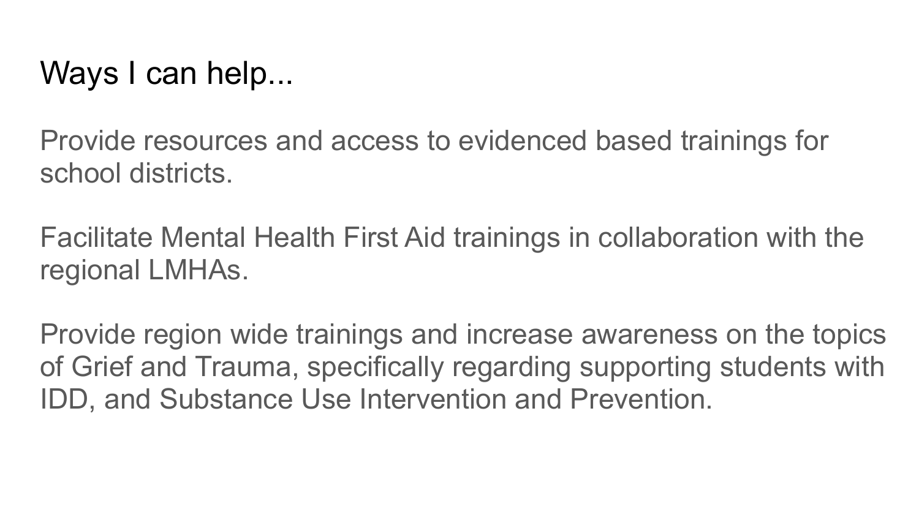# Ways I can help...

Provide resources and access to evidenced based trainings for school districts.

Facilitate Mental Health First Aid trainings in collaboration with the regional LMHAs.

Provide region wide trainings and increase awareness on the topics of Grief and Trauma, specifically regarding supporting students with IDD, and Substance Use Intervention and Prevention.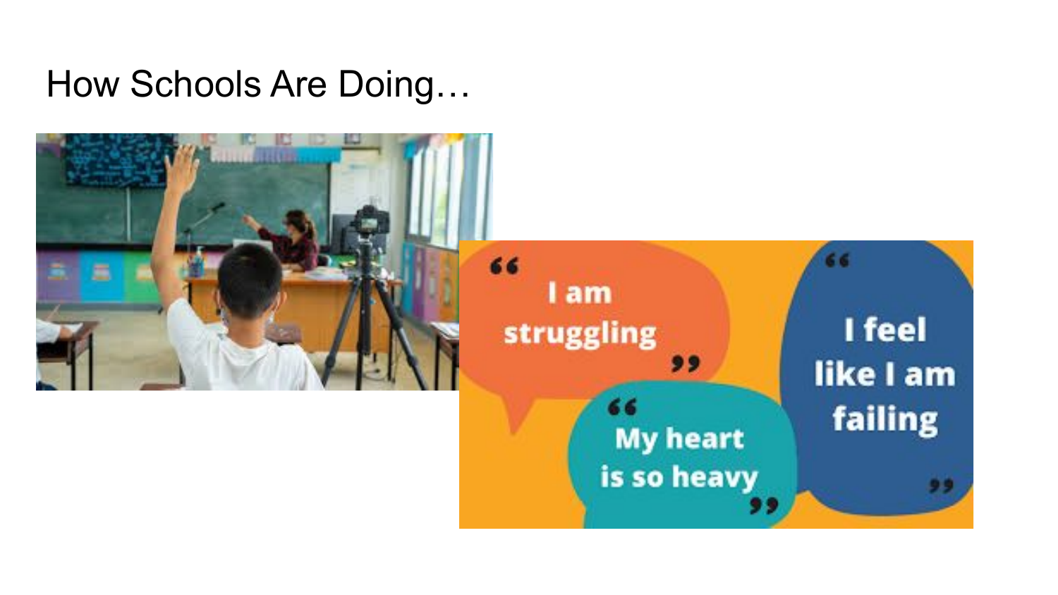# How Schools Are Doing…

"I am struggling"

"My heart is so heavy"

"I feel like I am failing"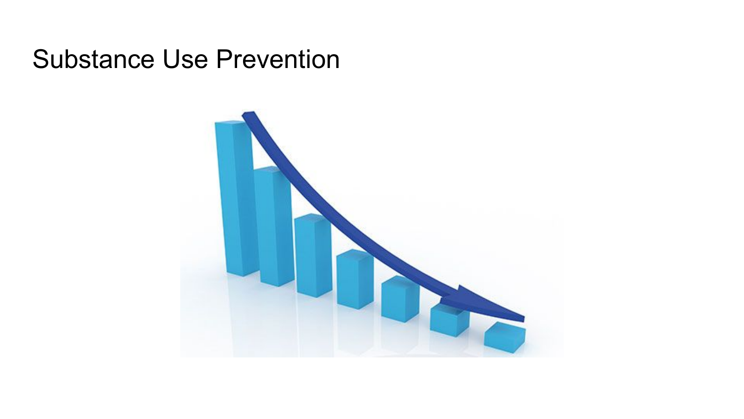# Substance Use Prevention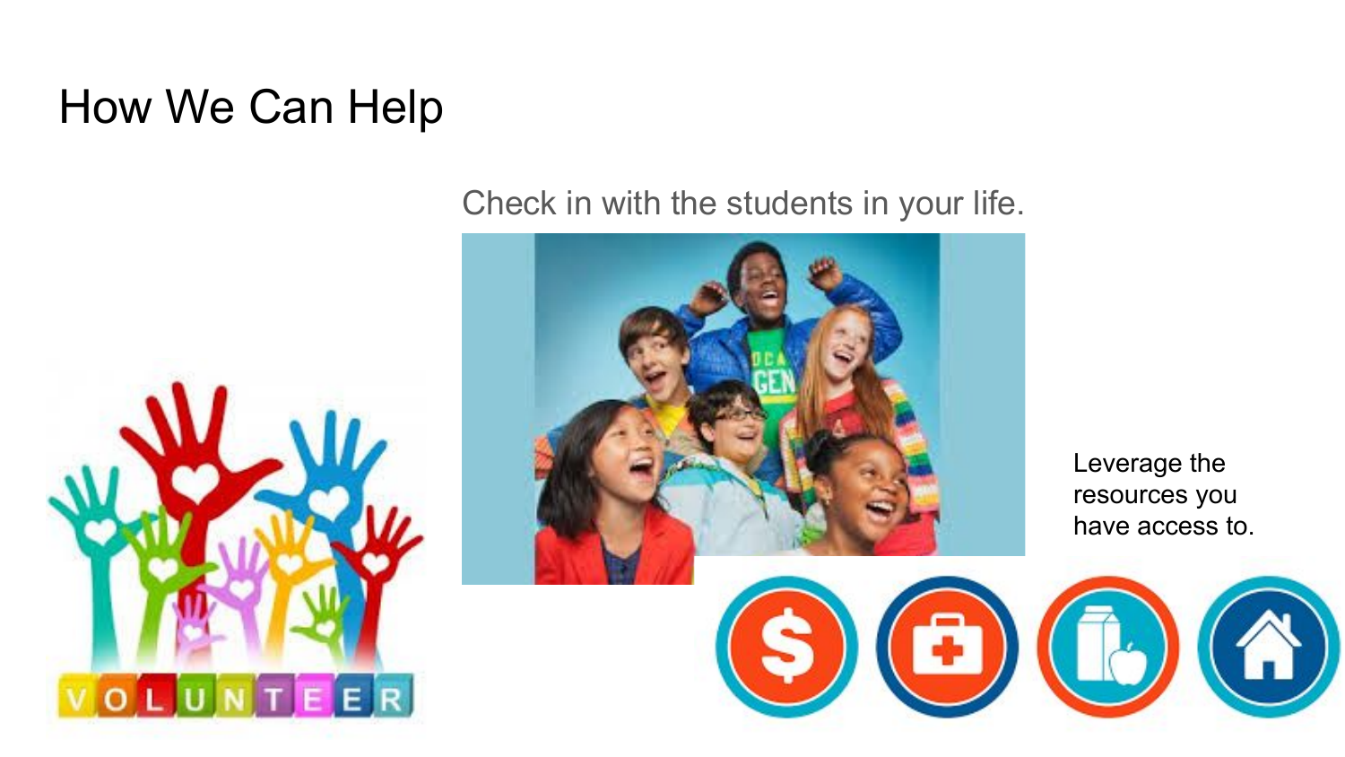# How We Can Help

Check in with the students in your life.

Leverage the resources you have access to.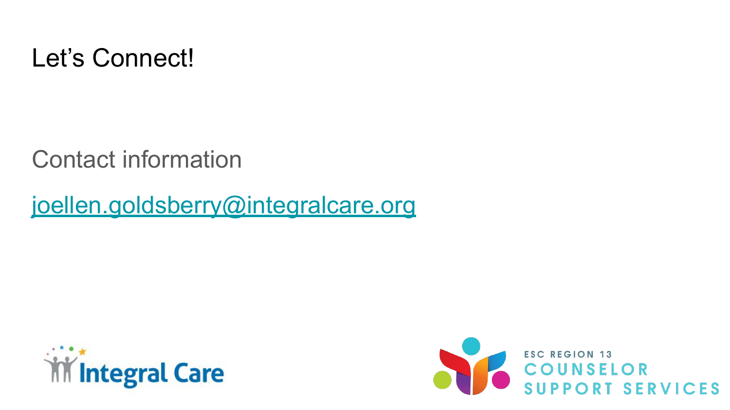# Let's Connect!

Contact information

joellen.goldsberry@integralcare.org

Integral Care

ESC REGION 13
COUNSELOR
SUPPORT SERVICES